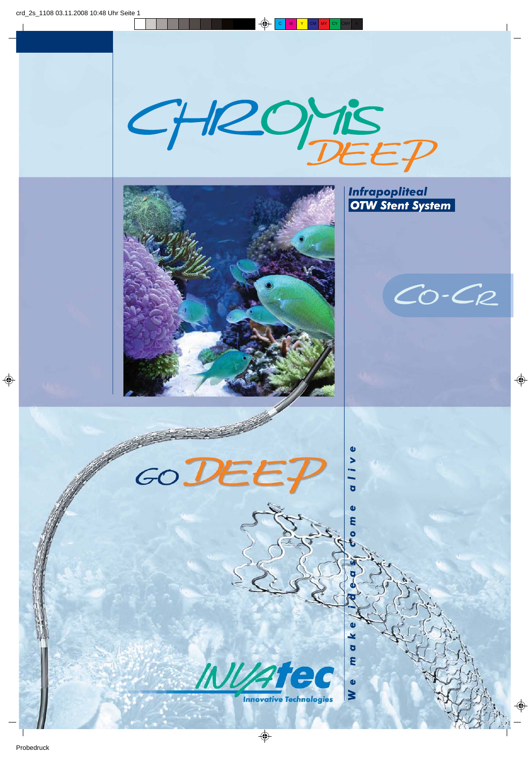# CHROMIS DEEP

**Infrapopliteal**
**OTW Stent System**

Co-Cr

GO DEEP

INVATEC
Innovative Technologies

We make ideas come alive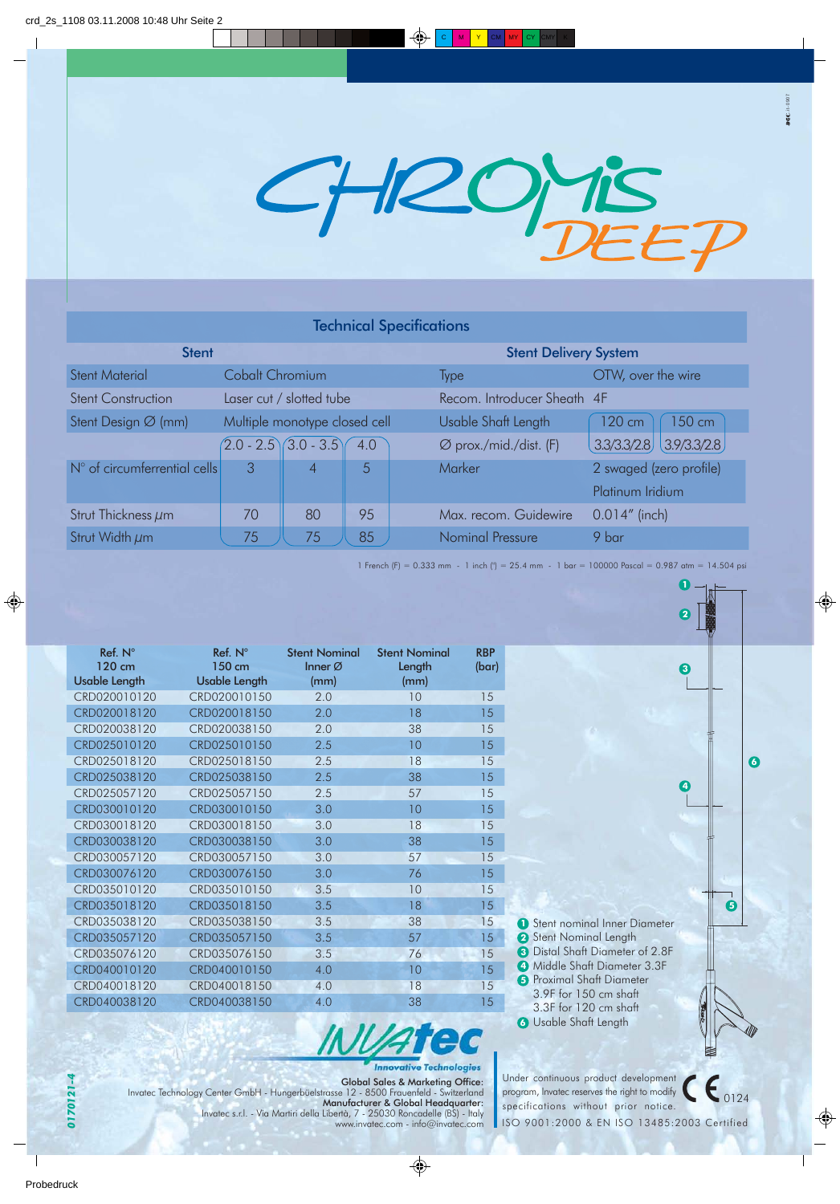# CHROMIS DEEP

## Technical Specifications

| Stent | | | | | Stent Delivery System | | |
|---|---|---|---|---|---|---|---|
| Stent Material | Cobalt Chromium | | | | Type | OTW, over the wire | |
| Stent Construction | Laser cut / slotted tube | | | | Recom. Introducer Sheath | 4F | |
| Stent Design Ø (mm) | Multiple monotype closed cell | | | | Usable Shaft Length | 120 cm | 150 cm |
| | 2.0 - 2.5 | 3.0 - 3.5 | 4.0 | | Ø prox./mid./dist. (F) | 3.3/3.3/2.8 | 3.9/3.3/2.8 |
| N° of circumferential cells | 3 | 4 | 5 | | Marker | 2 swaged (zero profile) Platinum Iridium | |
| Strut Thickness μm | 70 | 80 | 95 | | Max. recom. Guidewire | 0.014" (inch) | |
| Strut Width μm | 75 | 75 | 85 | | Nominal Pressure | 9 bar | |

1 French (F) = 0.333 mm - 1 inch (") = 25.4 mm - 1 bar = 100000 Pascal = 0.987 atm = 14.504 psi

| Ref. N° 120 cm Usable Length | Ref. N° 150 cm Usable Length | Stent Nominal Inner Ø (mm) | Stent Nominal Length (mm) | RBP (bar) |
|---|---|---|---|---|
| CRD020010120 | CRD020010150 | 2.0 | 10 | 15 |
| CRD020018120 | CRD020018150 | 2.0 | 18 | 15 |
| CRD020038120 | CRD020038150 | 2.0 | 38 | 15 |
| CRD025010120 | CRD025010150 | 2.5 | 10 | 15 |
| CRD025018120 | CRD025018150 | 2.5 | 18 | 15 |
| CRD025038120 | CRD025038150 | 2.5 | 38 | 15 |
| CRD025057120 | CRD025057150 | 2.5 | 57 | 15 |
| CRD030010120 | CRD030010150 | 3.0 | 10 | 15 |
| CRD030018120 | CRD030018150 | 3.0 | 18 | 15 |
| CRD030038120 | CRD030038150 | 3.0 | 38 | 15 |
| CRD030057120 | CRD030057150 | 3.0 | 57 | 15 |
| CRD030076120 | CRD030076150 | 3.0 | 76 | 15 |
| CRD035010120 | CRD035010150 | 3.5 | 10 | 15 |
| CRD035018120 | CRD035018150 | 3.5 | 18 | 15 |
| CRD035038120 | CRD035038150 | 3.5 | 38 | 15 |
| CRD035057120 | CRD035057150 | 3.5 | 57 | 15 |
| CRD035076120 | CRD035076150 | 3.5 | 76 | 15 |
| CRD040010120 | CRD040010150 | 4.0 | 10 | 15 |
| CRD040018120 | CRD040018150 | 4.0 | 18 | 15 |
| CRD040038120 | CRD040038150 | 4.0 | 38 | 15 |

1. Stent nominal Inner Diameter
2. Stent Nominal Length
3. Distal Shaft Diameter of 2.8F
4. Middle Shaft Diameter 3.3F
5. Proximal Shaft Diameter 3.9F for 150 cm shaft 3.3F for 120 cm shaft
6. Usable Shaft Length

INVAtec
Innovative Technologies

**Global Sales & Marketing Office:**
Invatec Technology Center GmbH - Hungerbüelstrasse 12 - 8500 Frauenfeld - Switzerland
**Manufacturer & Global Headquarter:**
Invatec s.r.l. - Via Martiri della Libertà, 7 - 25030 Roncadelle (BS) - Italy
www.invatec.com - info@invatec.com

Under continuous product development program, Invatec reserves the right to modify specifications without prior notice.

CE 0124

ISO 9001:2000 & EN ISO 13485:2003 Certified

0170121-4